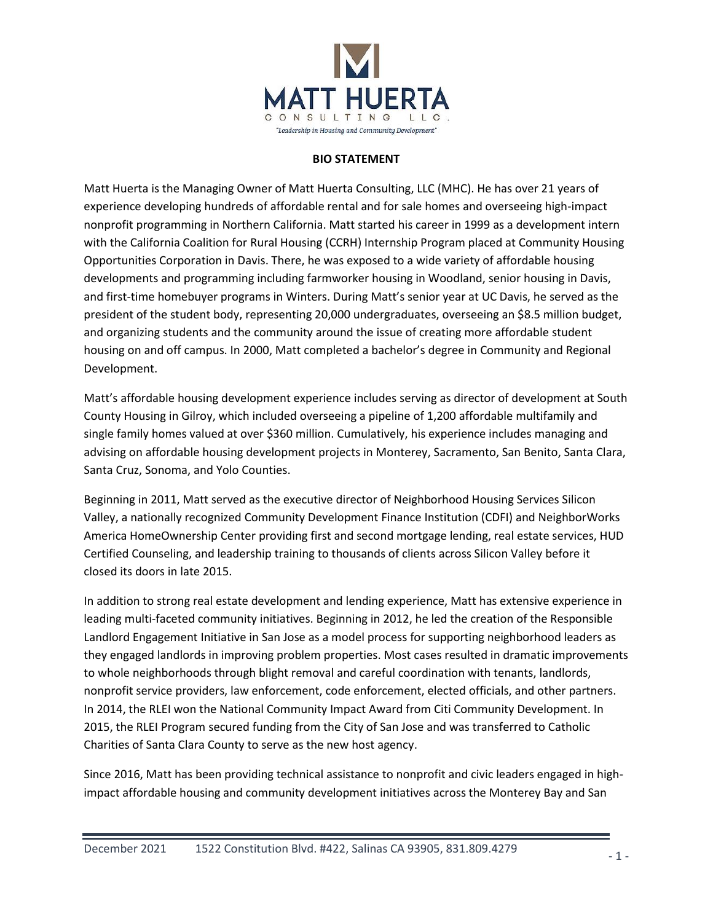MATT HUERTA

CONSULTING LLC.

*"Leadership in Housing and Community Development"*

**BIO STATEMENT**

Matt Huerta is the Managing Owner of Matt Huerta Consulting, LLC (MHC). He has over 21 years of experience developing hundreds of affordable rental and for sale homes and overseeing high-impact nonprofit programming in Northern California. Matt started his career in 1999 as a development intern with the California Coalition for Rural Housing (CCRH) Internship Program placed at Community Housing Opportunities Corporation in Davis. There, he was exposed to a wide variety of affordable housing developments and programming including farmworker housing in Woodland, senior housing in Davis, and first-time homebuyer programs in Winters. During Matt's senior year at UC Davis, he served as the president of the student body, representing 20,000 undergraduates, overseeing an $8.5 million budget, and organizing students and the community around the issue of creating more affordable student housing on and off campus. In 2000, Matt completed a bachelor's degree in Community and Regional Development.

Matt's affordable housing development experience includes serving as director of development at South County Housing in Gilroy, which included overseeing a pipeline of 1,200 affordable multifamily and single family homes valued at over $360 million. Cumulatively, his experience includes managing and advising on affordable housing development projects in Monterey, Sacramento, San Benito, Santa Clara, Santa Cruz, Sonoma, and Yolo Counties.

Beginning in 2011, Matt served as the executive director of Neighborhood Housing Services Silicon Valley, a nationally recognized Community Development Finance Institution (CDFI) and NeighborWorks America HomeOwnership Center providing first and second mortgage lending, real estate services, HUD Certified Counseling, and leadership training to thousands of clients across Silicon Valley before it closed its doors in late 2015.

In addition to strong real estate development and lending experience, Matt has extensive experience in leading multi-faceted community initiatives. Beginning in 2012, he led the creation of the Responsible Landlord Engagement Initiative in San Jose as a model process for supporting neighborhood leaders as they engaged landlords in improving problem properties. Most cases resulted in dramatic improvements to whole neighborhoods through blight removal and careful coordination with tenants, landlords, nonprofit service providers, law enforcement, code enforcement, elected officials, and other partners. In 2014, the RLEI won the National Community Impact Award from Citi Community Development. In 2015, the RLEI Program secured funding from the City of San Jose and was transferred to Catholic Charities of Santa Clara County to serve as the new host agency.

Since 2016, Matt has been providing technical assistance to nonprofit and civic leaders engaged in high-impact affordable housing and community development initiatives across the Monterey Bay and San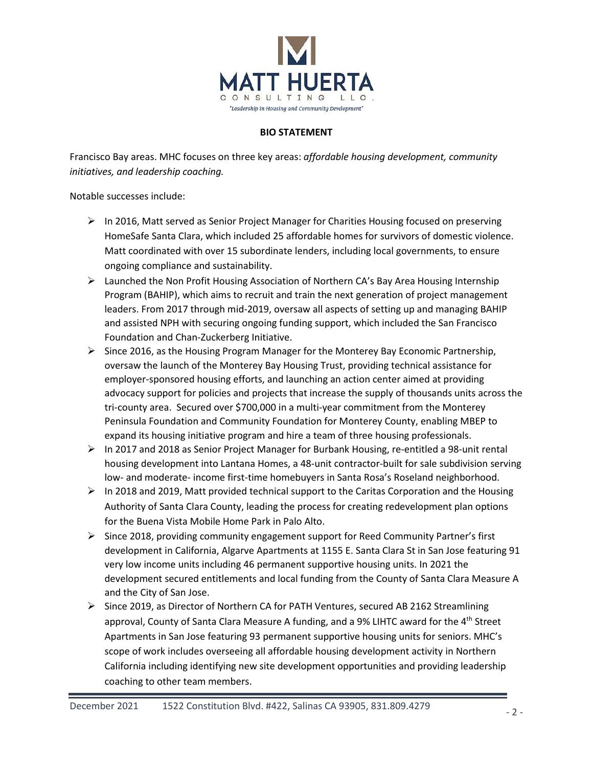**BIO STATEMENT**

Francisco Bay areas. MHC focuses on three key areas: *affordable housing development, community initiatives, and leadership coaching.*

Notable successes include:

- In 2016, Matt served as Senior Project Manager for Charities Housing focused on preserving HomeSafe Santa Clara, which included 25 affordable homes for survivors of domestic violence. Matt coordinated with over 15 subordinate lenders, including local governments, to ensure ongoing compliance and sustainability.
- Launched the Non Profit Housing Association of Northern CA's Bay Area Housing Internship Program (BAHIP), which aims to recruit and train the next generation of project management leaders. From 2017 through mid-2019, oversaw all aspects of setting up and managing BAHIP and assisted NPH with securing ongoing funding support, which included the San Francisco Foundation and Chan-Zuckerberg Initiative.
- Since 2016, as the Housing Program Manager for the Monterey Bay Economic Partnership, oversaw the launch of the Monterey Bay Housing Trust, providing technical assistance for employer-sponsored housing efforts, and launching an action center aimed at providing advocacy support for policies and projects that increase the supply of thousands units across the tri-county area. Secured over $700,000 in a multi-year commitment from the Monterey Peninsula Foundation and Community Foundation for Monterey County, enabling MBEP to expand its housing initiative program and hire a team of three housing professionals.
- In 2017 and 2018 as Senior Project Manager for Burbank Housing, re-entitled a 98-unit rental housing development into Lantana Homes, a 48-unit contractor-built for sale subdivision serving low- and moderate- income first-time homebuyers in Santa Rosa's Roseland neighborhood.
- In 2018 and 2019, Matt provided technical support to the Caritas Corporation and the Housing Authority of Santa Clara County, leading the process for creating redevelopment plan options for the Buena Vista Mobile Home Park in Palo Alto.
- Since 2018, providing community engagement support for Reed Community Partner's first development in California, Algarve Apartments at 1155 E. Santa Clara St in San Jose featuring 91 very low income units including 46 permanent supportive housing units. In 2021 the development secured entitlements and local funding from the County of Santa Clara Measure A and the City of San Jose.
- Since 2019, as Director of Northern CA for PATH Ventures, secured AB 2162 Streamlining approval, County of Santa Clara Measure A funding, and a 9% LIHTC award for the 4th Street Apartments in San Jose featuring 93 permanent supportive housing units for seniors. MHC's scope of work includes overseeing all affordable housing development activity in Northern California including identifying new site development opportunities and providing leadership coaching to other team members.

December 2021 1522 Constitution Blvd. #422, Salinas CA 93905, 831.809.4279